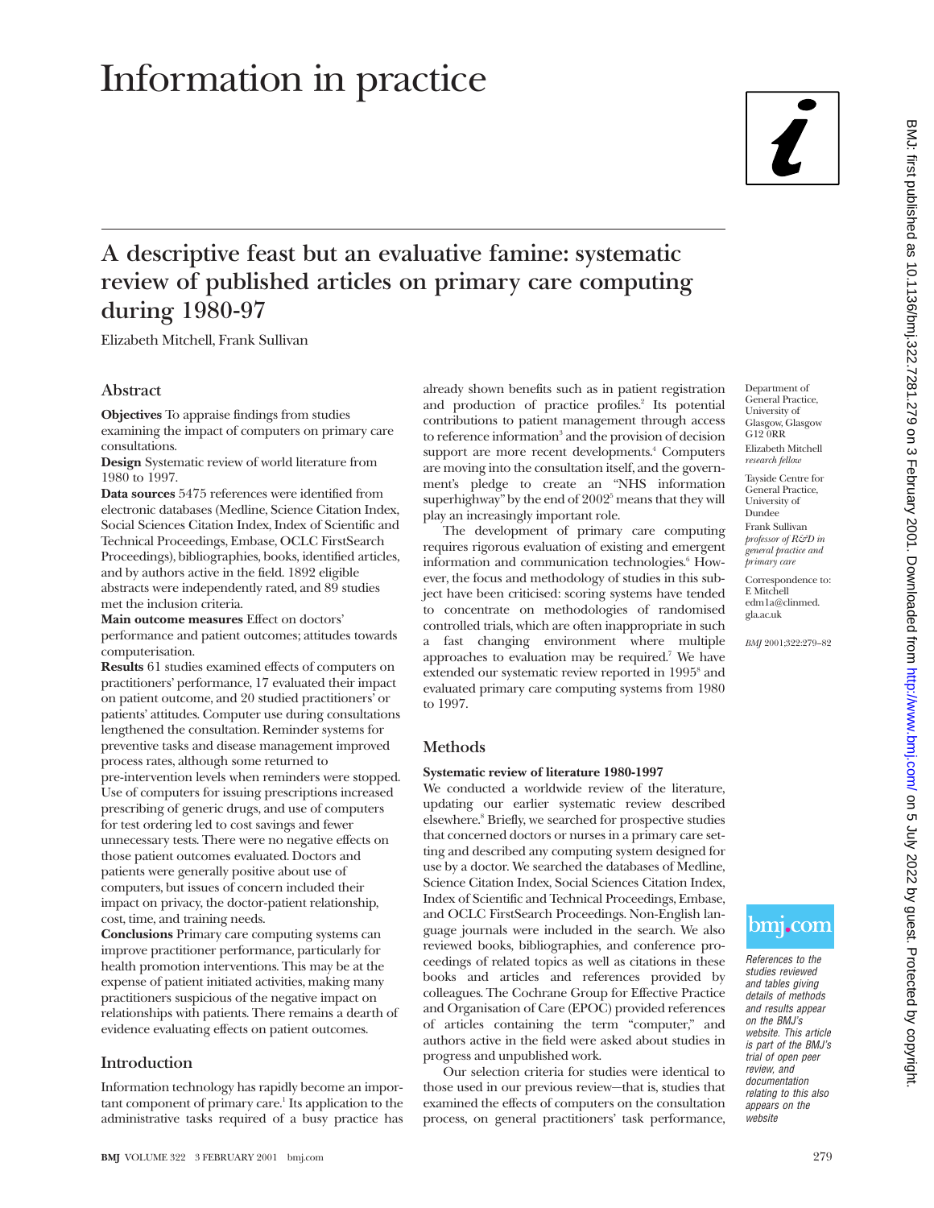# Information in practice

## A descriptive feast but an evaluative famine: systematic review of published articles on primary care computing during 1980-97

Elizabeth Mitchell, Frank Sullivan

### Abstract

**Objectives** To appraise findings from studies examining the impact of computers on primary care consultations.

**Design** Systematic review of world literature from 1980 to 1997.

**Data sources** 5475 references were identified from electronic databases (Medline, Science Citation Index, Social Sciences Citation Index, Index of Scientific and Technical Proceedings, Embase, OCLC FirstSearch Proceedings), bibliographies, books, identified articles, and by authors active in the field. 1892 eligible abstracts were independently rated, and 89 studies met the inclusion criteria.

**Main outcome measures** Effect on doctors' performance and patient outcomes; attitudes towards computerisation.

**Results** 61 studies examined effects of computers on practitioners' performance, 17 evaluated their impact on patient outcome, and 20 studied practitioners' or patients' attitudes. Computer use during consultations lengthened the consultation. Reminder systems for preventive tasks and disease management improved process rates, although some returned to pre-intervention levels when reminders were stopped. Use of computers for issuing prescriptions increased prescribing of generic drugs, and use of computers for test ordering led to cost savings and fewer unnecessary tests. There were no negative effects on those patient outcomes evaluated. Doctors and patients were generally positive about use of computers, but issues of concern included their impact on privacy, the doctor-patient relationship, cost, time, and training needs.

**Conclusions** Primary care computing systems can improve practitioner performance, particularly for health promotion interventions. This may be at the expense of patient initiated activities, making many practitioners suspicious of the negative impact on relationships with patients. There remains a dearth of evidence evaluating effects on patient outcomes.

### Introduction

Information technology has rapidly become an important component of primary care.[1] Its application to the administrative tasks required of a busy practice has already shown benefits such as in patient registration and production of practice profiles.[2] Its potential contributions to patient management through access to reference information[3] and the provision of decision support are more recent developments.[4] Computers are moving into the consultation itself, and the government's pledge to create an "NHS information superhighway" by the end of 2002[5] means that they will play an increasingly important role.

The development of primary care computing requires rigorous evaluation of existing and emergent information and communication technologies.[6] However, the focus and methodology of studies in this subject have been criticised: scoring systems have tended to concentrate on methodologies of randomised controlled trials, which are often inappropriate in such a fast changing environment where multiple approaches to evaluation may be required.[7] We have extended our systematic review reported in 1995[8] and evaluated primary care computing systems from 1980 to 1997.

### Methods

#### Systematic review of literature 1980-1997

We conducted a worldwide review of the literature, updating our earlier systematic review described elsewhere.[8] Briefly, we searched for prospective studies that concerned doctors or nurses in a primary care setting and described any computing system designed for use by a doctor. We searched the databases of Medline, Science Citation Index, Social Sciences Citation Index, Index of Scientific and Technical Proceedings, Embase, and OCLC FirstSearch Proceedings. Non-English language journals were included in the search. We also reviewed books, bibliographies, and conference proceedings of related topics as well as citations in these books and articles and references provided by colleagues. The Cochrane Group for Effective Practice and Organisation of Care (EPOC) provided references of articles containing the term "computer," and authors active in the field were asked about studies in progress and unpublished work.

Our selection criteria for studies were identical to those used in our previous review—that is, studies that examined the effects of computers on the consultation process, on general practitioners' task performance,

Department of General Practice, University of Glasgow, Glasgow G12 0RR
Elizabeth Mitchell *research fellow*

Tayside Centre for General Practice, University of Dundee
Frank Sullivan *professor of R&D in general practice and primary care*

Correspondence to: E Mitchell edm1a@clinmed.gla.ac.uk

*BMJ* 2001;322:279–82

*References to the studies reviewed and tables giving details of methods and results appear on the BMJ's website. This article is part of the BMJ's trial of open peer review, and documentation relating to this also appears on the website*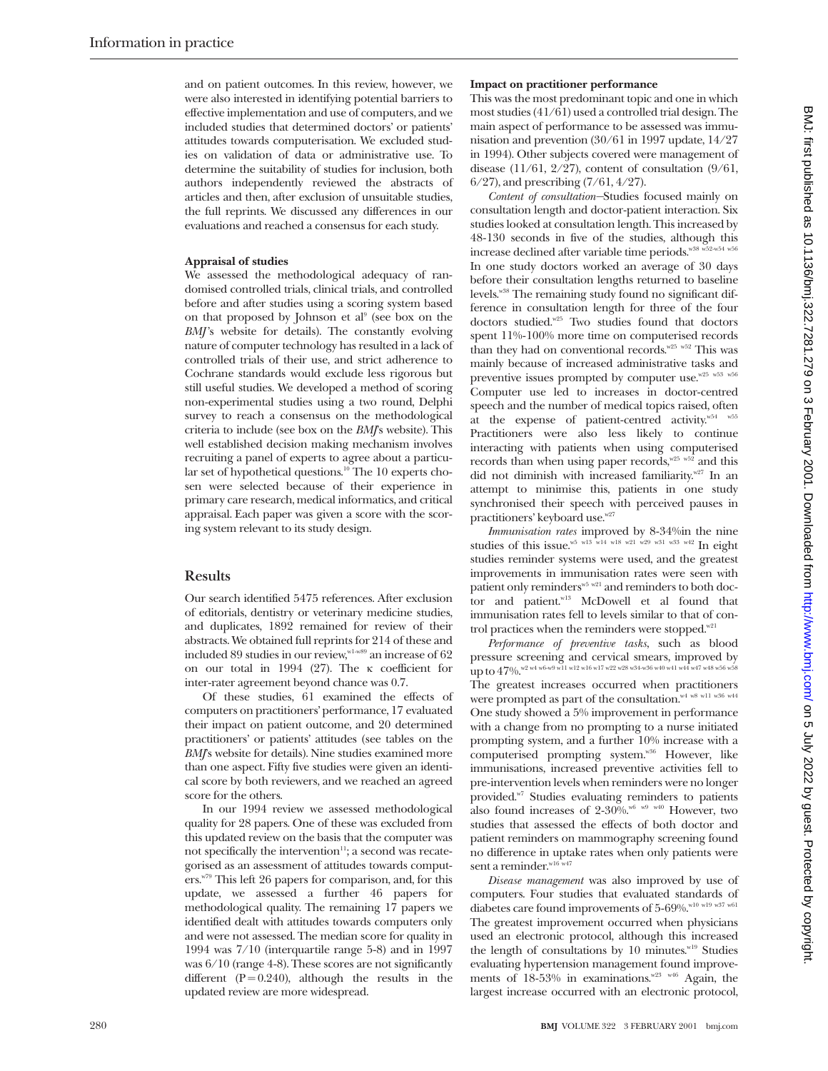and on patient outcomes. In this review, however, we were also interested in identifying potential barriers to effective implementation and use of computers, and we included studies that determined doctors' or patients' attitudes towards computerisation. We excluded studies on validation of data or administrative use. To determine the suitability of studies for inclusion, both authors independently reviewed the abstracts of articles and then, after exclusion of unsuitable studies, the full reprints. We discussed any differences in our evaluations and reached a consensus for each study.

### Appraisal of studies

We assessed the methodological adequacy of randomised controlled trials, clinical trials, and controlled before and after studies using a scoring system based on that proposed by Johnson et al[9] (see box on the *BMJ*'s website for details). The constantly evolving nature of computer technology has resulted in a lack of controlled trials of their use, and strict adherence to Cochrane standards would exclude less rigorous but still useful studies. We developed a method of scoring non-experimental studies using a two round, Delphi survey to reach a consensus on the methodological criteria to include (see box on the *BMJ*'s website). This well established decision making mechanism involves recruiting a panel of experts to agree about a particular set of hypothetical questions.[10] The 10 experts chosen were selected because of their experience in primary care research, medical informatics, and critical appraisal. Each paper was given a score with the scoring system relevant to its study design.

## Results

Our search identified 5475 references. After exclusion of editorials, dentistry or veterinary medicine studies, and duplicates, 1892 remained for review of their abstracts. We obtained full reprints for 214 of these and included 89 studies in our review,[w1-w89] an increase of 62 on our total in 1994 (27). The κ coefficient for inter-rater agreement beyond chance was 0.7.

Of these studies, 61 examined the effects of computers on practitioners' performance, 17 evaluated their impact on patient outcome, and 20 determined practitioners' or patients' attitudes (see tables on the *BMJ*'s website for details). Nine studies examined more than one aspect. Fifty five studies were given an identical score by both reviewers, and we reached an agreed score for the others.

In our 1994 review we assessed methodological quality for 28 papers. One of these was excluded from this updated review on the basis that the computer was not specifically the intervention[11]; a second was recategorised as an assessment of attitudes towards computers.[w79] This left 26 papers for comparison, and, for this update, we assessed a further 46 papers for methodological quality. The remaining 17 papers we identified dealt with attitudes towards computers only and were not assessed. The median score for quality in 1994 was 7/10 (interquartile range 5-8) and in 1997 was 6/10 (range 4-8). These scores are not significantly different ($P = 0.240$), although the results in the updated review are more widespread.

### Impact on practitioner performance

This was the most predominant topic and one in which most studies (41/61) used a controlled trial design. The main aspect of performance to be assessed was immunisation and prevention (30/61 in 1997 update, 14/27 in 1994). Other subjects covered were management of disease (11/61, 2/27), content of consultation (9/61, 6/27), and prescribing (7/61, 4/27).

*Content of consultation*—Studies focused mainly on consultation length and doctor-patient interaction. Six studies looked at consultation length. This increased by 48-130 seconds in five of the studies, although this increase declined after variable time periods.[w38 w52-w54 w56] In one study doctors worked an average of 30 days before their consultation lengths returned to baseline levels.[w38] The remaining study found no significant difference in consultation length for three of the four doctors studied.[w25] Two studies found that doctors spent 11%-100% more time on computerised records than they had on conventional records.[w25 w52] This was mainly because of increased administrative tasks and preventive issues prompted by computer use.[w25 w53 w56] Computer use led to increases in doctor-centred speech and the number of medical topics raised, often at the expense of patient-centred activity.[w54 w55] Practitioners were also less likely to continue interacting with patients when using computerised records than when using paper records,[w25 w52] and this did not diminish with increased familiarity.[w27] In an attempt to minimise this, patients in one study synchronised their speech with perceived pauses in practitioners' keyboard use.[w27]

*Immunisation rates* improved by 8-34%in the nine studies of this issue.[w5 w13 w14 w18 w21 w29 w31 w33 w42] In eight studies reminder systems were used, and the greatest improvements in immunisation rates were seen with patient only reminders[w5 w21] and reminders to both doctor and patient.[w13] McDowell et al found that immunisation rates fell to levels similar to that of control practices when the reminders were stopped.[w21]

*Performance of preventive tasks*, such as blood pressure screening and cervical smears, improved by up to 47%.[w2 w4 w6-w9 w11 w12 w16 w17 w22 w28 w34-w36 w40 w41 w44 w47 w48 w56 w58] The greatest increases occurred when practitioners were prompted as part of the consultation.[w4 w8 w11 w36 w44] One study showed a 5% improvement in performance with a change from no prompting to a nurse initiated prompting system, and a further 10% increase with a computerised prompting system.[w36] However, like immunisations, increased preventive activities fell to pre-intervention levels when reminders were no longer provided.[w7] Studies evaluating reminders to patients also found increases of 2-30%.[w6 w9 w40] However, two studies that assessed the effects of both doctor and patient reminders on mammography screening found no difference in uptake rates when only patients were sent a reminder.[w16 w47]

*Disease management* was also improved by use of computers. Four studies that evaluated standards of diabetes care found improvements of 5-69%.[w10 w19 w37 w61] The greatest improvement occurred when physicians used an electronic protocol, although this increased the length of consultations by 10 minutes.[w19] Studies evaluating hypertension management found improvements of 18-53% in examinations.[w23 w46] Again, the largest increase occurred with an electronic protocol,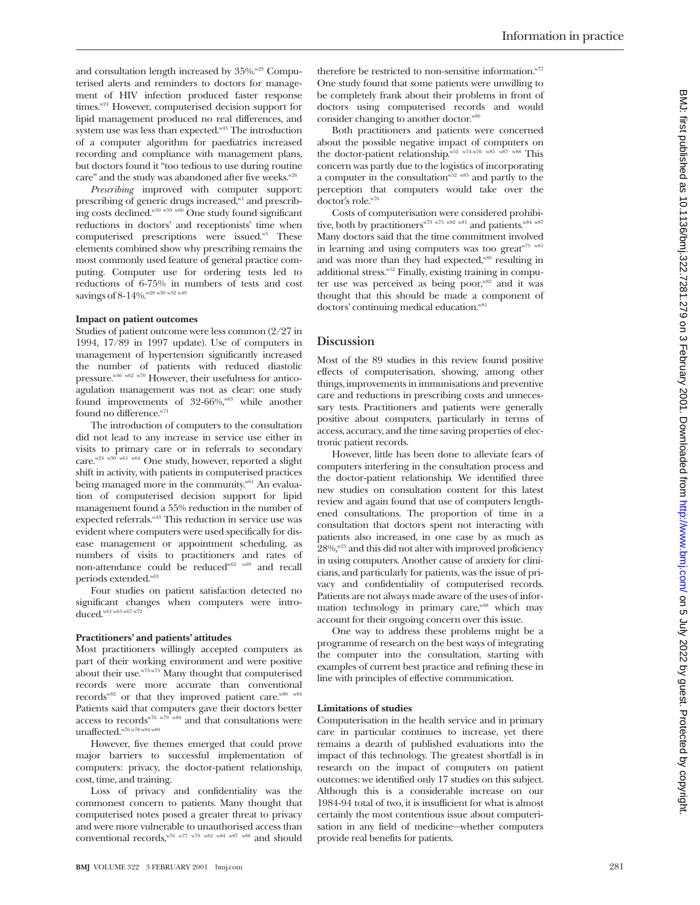and consultation length increased by 35%.[w23] Computerised alerts and reminders to doctors for management of HIV infection produced faster response times.[w24] However, computerised decision support for lipid management produced no real differences, and system use was less than expected.[w43] The introduction of a computer algorithm for paediatrics increased recording and compliance with management plans, but doctors found it "too tedious to use during routine care" and the study was abandoned after five weeks.[w26]

*Prescribing* improved with computer support: prescribing of generic drugs increased,[w1] and prescribing costs declined.[w39 w59 w60] One study found significant reductions in doctors' and receptionists' time when computerised prescriptions were issued.[w3] These elements combined show why prescribing remains the most commonly used feature of general practice computing. Computer use for ordering tests led to reductions of 6-75% in numbers of tests and cost savings of 8-14%.[w20 w30 w32 w49]

**Impact on patient outcomes**

Studies of patient outcome were less common (2/27 in 1994, 17/89 in 1997 update). Use of computers in management of hypertension significantly increased the number of patients with reduced diastolic pressure.[w46 w62 w70] However, their usefulness for anticoagulation management was not as clear: one study found improvements of 32-66%,[w63] while another found no difference.[w71]

The introduction of computers to the consultation did not lead to any increase in service use either in visits to primary care or in referrals to secondary care.[w24 w30 w61 w64] One study, however, reported a slight shift in activity, with patients in computerised practices being managed more in the community.[w61] An evaluation of computerised decision support for lipid management found a 55% reduction in the number of expected referrals.[w43] This reduction in service use was evident where computers were used specifically for disease management or appointment scheduling, as numbers of visits to practitioners and rates of non-attendance could be reduced[w62 w69] and recall periods extended.[w63]

Four studies on patient satisfaction detected no significant changes when computers were introduced.[w61 w63 w67 w72]

**Practitioners' and patients' attitudes**

Most practitioners willingly accepted computers as part of their working environment and were positive about their use.[w73-w75] Many thought that computerised records were more accurate than conventional records[w82] or that they improved patient care.[w80 w84] Patients said that computers gave their doctors better access to records[w76 w79 w84] and that consultations were unaffected.[w76 w78 w84 w89]

However, five themes emerged that could prove major barriers to successful implementation of computers: privacy, the doctor-patient relationship, cost, time, and training.

Loss of privacy and confidentiality was the commonest concern to patients. Many thought that computerised notes posed a greater threat to privacy and were more vulnerable to unauthorised access than conventional records,[w76 w77 w79 w82 w84 w87 w88] and should therefore be restricted to non-sensitive information.[w77] One study found that some patients were unwilling to be completely frank about their problems in front of doctors using computerised records and would consider changing to another doctor.[w86]

Both practitioners and patients were concerned about the possible negative impact of computers on the doctor-patient relationship.[w52 w74-w76 w85 w87 w88] This concern was partly due to the logistics of incorporating a computer in the consultation[w52 w85] and partly to the perception that computers would take over the doctor's role.[w76]

Costs of computerisation were considered prohibitive, both by practitioners[w73 w75 w82 w81] and patients.[w84 w87] Many doctors said that the time commitment involved in learning and using computers was too great[w75 w81] and was more than they had expected,[w80] resulting in additional stress.[w52] Finally, existing training in computer use was perceived as being poor,[w82] and it was thought that this should be made a component of doctors' continuing medical education.[w81]

## Discussion

Most of the 89 studies in this review found positive effects of computerisation, showing, among other things, improvements in immunisations and preventive care and reductions in prescribing costs and unnecessary tests. Practitioners and patients were generally positive about computers, particularly in terms of access, accuracy, and the time saving properties of electronic patient records.

However, little has been done to alleviate fears of computers interfering in the consultation process and the doctor-patient relationship. We identified three new studies on consultation content for this latest review and again found that use of computers lengthened consultations. The proportion of time in a consultation that doctors spent not interacting with patients also increased, in one case by as much as 28%,[w25] and this did not alter with improved proficiency in using computers. Another cause of anxiety for clinicians, and particularly for patients, was the issue of privacy and confidentiality of computerised records. Patients are not always made aware of the uses of information technology in primary care,[w88] which may account for their ongoing concern over this issue.

One way to address these problems might be a programme of research on the best ways of integrating the computer into the consultation, starting with examples of current best practice and refining these in line with principles of effective communication.

**Limitations of studies**

Computerisation in the health service and in primary care in particular continues to increase, yet there remains a dearth of published evaluations into the impact of this technology. The greatest shortfall is in research on the impact of computers on patient outcomes: we identified only 17 studies on this subject. Although this is a considerable increase on our 1984-94 total of two, it is insufficient for what is almost certainly the most contentious issue about computerisation in any field of medicine—whether computers provide real benefits for patients.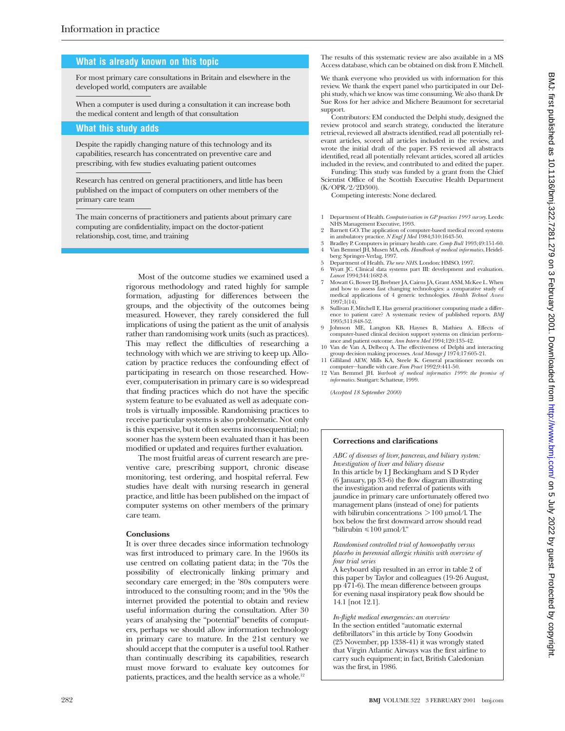## What is already known on this topic

For most primary care consultations in Britain and elsewhere in the developed world, computers are available

When a computer is used during a consultation it can increase both the medical content and length of that consultation

## What this study adds

Despite the rapidly changing nature of this technology and its capabilities, research has concentrated on preventive care and prescribing, with few studies evaluating patient outcomes

Research has centred on general practitioners, and little has been published on the impact of computers on other members of the primary care team

The main concerns of practitioners and patients about primary care computing are confidentiality, impact on the doctor-patient relationship, cost, time, and training

Most of the outcome studies we examined used a rigorous methodology and rated highly for sample formation, adjusting for differences between the groups, and the objectivity of the outcomes being measured. However, they rarely considered the full implications of using the patient as the unit of analysis rather than randomising work units (such as practices). This may reflect the difficulties of researching a technology with which we are striving to keep up. Allocation by practice reduces the confounding effect of participating in research on those researched. However, computerisation in primary care is so widespread that finding practices which do not have the specific system feature to be evaluated as well as adequate controls is virtually impossible. Randomising practices to receive particular systems is also problematic. Not only is this expensive, but it often seems inconsequential; no sooner has the system been evaluated than it has been modified or updated and requires further evaluation.

The most fruitful areas of current research are preventive care, prescribing support, chronic disease monitoring, test ordering, and hospital referral. Few studies have dealt with nursing research in general practice, and little has been published on the impact of computer systems on other members of the primary care team.

### Conclusions

It is over three decades since information technology was first introduced to primary care. In the 1960s its use centred on collating patient data; in the '70s the possibility of electronically linking primary and secondary care emerged; in the '80s computers were introduced to the consulting room; and in the '90s the internet provided the potential to obtain and review useful information during the consultation. After 30 years of analysing the "potential" benefits of computers, perhaps we should allow information technology in primary care to mature. In the 21st century we should accept that the computer is a useful tool. Rather than continually describing its capabilities, research must move forward to evaluate key outcomes for patients, practices, and the health service as a whole.[12]

The results of this systematic review are also available in a MS Access database, which can be obtained on disk from E Mitchell.

We thank everyone who provided us with information for this review. We thank the expert panel who participated in our Delphi study, which we know was time consuming. We also thank Dr Sue Ross for her advice and Michere Beaumont for secretarial support.

Contributors: EM conducted the Delphi study, designed the review protocol and search strategy, conducted the literature retrieval, reviewed all abstracts identified, read all potentially relevant articles, scored all articles included in the review, and wrote the initial draft of the paper. FS reviewed all abstracts identified, read all potentially relevant articles, scored all articles included in the review, and contributed to and edited the paper.

Funding: This study was funded by a grant from the Chief Scientist Office of the Scottish Executive Health Department (K/OPR/2/2D300).

Competing interests: None declared.

1. Department of Health. *Computerisation in GP practices 1993 survey*. Leeds: NHS Management Executive, 1993.
2. Barnett GO. The application of computer-based medical record systems in ambulatory practice. *N Engl J Med* 1984;310:1643-50.
3. Bradley P. Computers in primary health care. *Comp Bull* 1993;49:151-60.
4. Van Bemmel JH, Musen MA, eds. *Handbook of medical informatics*. Heidelberg: Springer-Verlag, 1997.
5. Department of Health. *The new NHS*. London: HMSO, 1997.
6. Wyatt JC. Clinical data systems part III: development and evaluation. *Lancet* 1994;344:1682-8.
7. Mowatt G, Bower DJ, Brebner JA, Cairns JA, Grant ASM, McKee L. When and how to assess fast changing technologies: a comparative study of medical applications of 4 generic technologies. *Health Technol Assess* 1997;1(14).
8. Sullivan F, Mitchell E. Has general practitioner computing made a difference to patient care? A systematic review of published reports. *BMJ* 1995;311:848-52.
9. Johnson ME, Langton KB, Haynes B, Mathieu A. Effects of computer-based clinical decision support systems on clinician performance and patient outcome. *Ann Intern Med* 1994;120:135-42.
10. Van de Van A, Delbecq A. The effectiveness of Delphi and interacting group decision making processes. *Acad Manage J* 1974;17:605-21.
11. Gilliland AEW, Mills KA, Steele K. General practitioner records on computer—handle with care. *Fam Pract* 1992;9:441-50.
12. Van Bemmel JH. *Yearbook of medical informatics 1999: the promise of informatics*. Stuttgart: Schatteur, 1999.

*(Accepted 18 September 2000)*

### Corrections and clarifications

*ABC of diseases of liver, pancreas, and biliary system: Investigation of liver and biliary disease*
In this article by I J Beckingham and S D Ryder (6 January, pp 33-6) the flow diagram illustrating the investigation and referral of patients with jaundice in primary care unfortunately offered two management plans (instead of one) for patients with bilirubin concentrations >100 μmol/l. The box below the first downward arrow should read "bilirubin ≤100 μmol/l."

*Randomised controlled trial of homoeopathy versus placebo in perennial allergic rhinitis with overview of four trial series*
A keyboard slip resulted in an error in table 2 of this paper by Taylor and colleagues (19-26 August, pp 471-6). The mean difference between groups for evening nasal inspiratory peak flow should be 14.1 [not 12.1].

*In-flight medical emergencies: an overview*
In the section entitled "automatic external defibrillators" in this article by Tony Goodwin (25 November, pp 1338-41) it was wrongly stated that Virgin Atlantic Airways was the first airline to carry such equipment; in fact, British Caledonian was the first, in 1986.